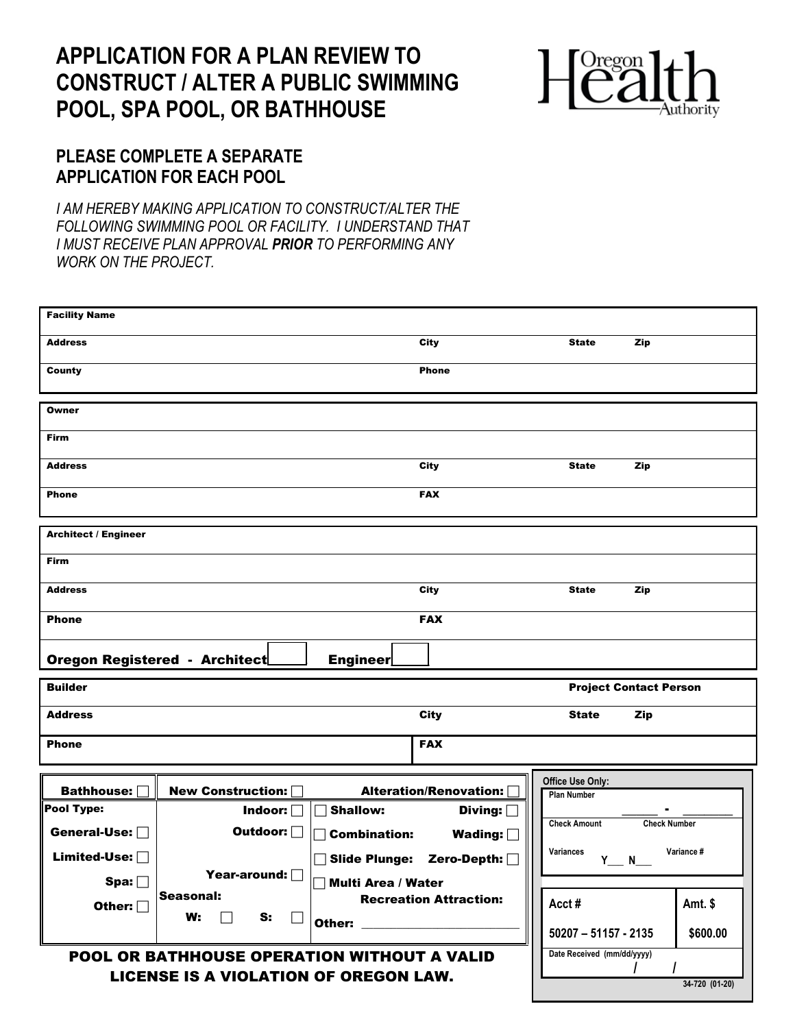# APPLICATION FOR A PLAN REVIEW TO CONSTRUCT / ALTER A PUBLIC SWIMMING POOL, SPA POOL, OR BATHHOUSE

Oregon Health Authority

## PLEASE COMPLETE A SEPARATE APPLICATION FOR EACH POOL

*I AM HEREBY MAKING APPLICATION TO CONSTRUCT/ALTER THE FOLLOWING SWIMMING POOL OR FACILITY. I UNDERSTAND THAT I MUST RECEIVE PLAN APPROVAL **PRIOR** TO PERFORMING ANY WORK ON THE PROJECT.*

| Facility Name | | | |
|---|---|---|---|
| Address | City | State | Zip |
| County | Phone | | |

| Owner | | | |
|---|---|---|---|
| Firm | | | |
| Address | City | State | Zip |
| Phone | FAX | | |

| Architect / Engineer | | | |
|---|---|---|---|
| Firm | | | |
| Address | City | State | Zip |
| Phone | FAX | | |
| **Oregon Registered - Architect** ☐ **Engineer** ☐ | | | |

| Builder | | Project Contact Person | |
|---|---|---|---|
| Address | City | State | Zip |
| Phone | FAX | | |

| Bathhouse: ☐ | New Construction: ☐ | Alteration/Renovation: ☐ |
|---|---|---|
| **Pool Type:** | Indoor: ☐ | ☐ Shallow: Diving: ☐ |
| General-Use: ☐ | Outdoor: ☐ | ☐ Combination: Wading: ☐ |
| Limited-Use: ☐ | | ☐ Slide Plunge: Zero-Depth: ☐ |
| Spa: ☐ | Year-around: ☐ | ☐ Multi Area / Water Recreation Attraction: |
| Other: ☐ | Seasonal: W: ☐ S: ☐ | Other: ________________ |

**POOL OR BATHHOUSE OPERATION WITHOUT A VALID LICENSE IS A VIOLATION OF OREGON LAW.**

**Office Use Only:**

| Plan Number | |
|---|---|
| ______ - ________ | |
| Check Amount | Check Number |
| Variances Y___ N___ | Variance # |

| Acct # | Amt. $ |
|---|---|
| 50207 – 51157 - 2135 | $600.00 |
| Date Received (mm/dd/yyyy) / / | |

34-720 (01-20)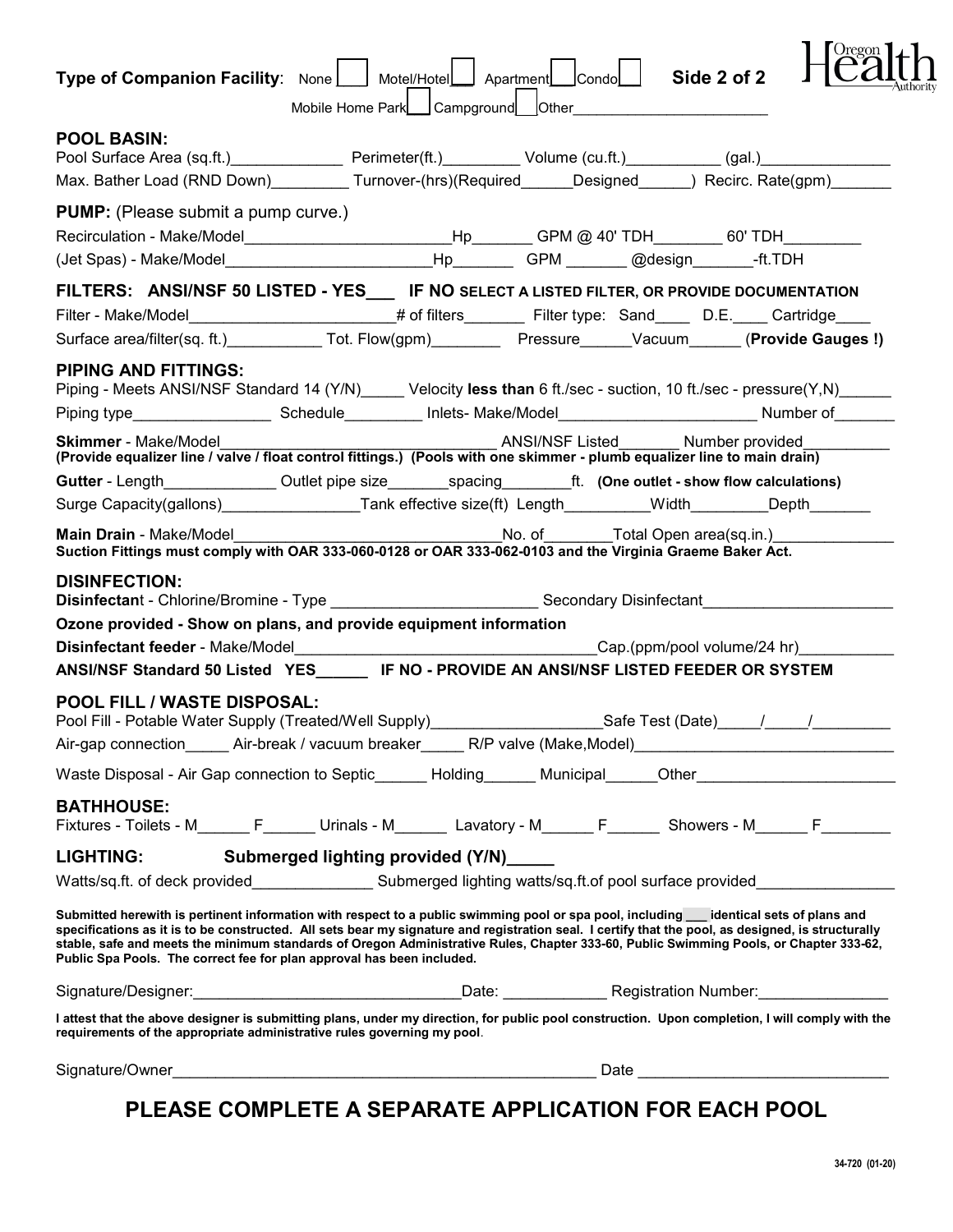**Type of Companion Facility**: None ☐ Motel/Hotel ☐ Apartment ☐ Condo ☐ **Side 2 of 2**

Mobile Home Park ☐ Campground ☐ Other________________________

Oregon Health Authority

## POOL BASIN:

Pool Surface Area (sq.ft.)_____________ Perimeter(ft.)_________ Volume (cu.ft.)___________ (gal.)_______________

Max. Bather Load (RND Down)_________ Turnover-(hrs)(Required______Designed______) Recirc. Rate(gpm)_______

## PUMP: (Please submit a pump curve.)

Recirculation - Make/Model________________________Hp_______ GPM @ 40' TDH________ 60' TDH_________

(Jet Spas) - Make/Model________________________Hp_______ GPM _______ @design_______-ft.TDH

## FILTERS: ANSI/NSF 50 LISTED - YES___ IF NO SELECT A LISTED FILTER, OR PROVIDE DOCUMENTATION

Filter - Make/Model________________________# of filters_______ Filter type: Sand____ D.E.____ Cartridge____

Surface area/filter(sq. ft.)___________ Tot. Flow(gpm)________ Pressure______Vacuum______ (**Provide Gauges !**)

## PIPING AND FITTINGS:

Piping - Meets ANSI/NSF Standard 14 (Y/N)_____ Velocity **less than** 6 ft./sec - suction, 10 ft./sec - pressure(Y,N)______

Piping type________________ Schedule_________ Inlets- Make/Model_______________________ Number of_______

**Skimmer** - Make/Model________________________________ ANSI/NSF Listed_______ Number provided__________
**(Provide equalizer line / valve / float control fittings.) (Pools with one skimmer - plumb equalizer line to main drain)**

**Gutter** - Length_____________ Outlet pipe size_______spacing________ft. **(One outlet - show flow calculations)**

Surge Capacity(gallons)________________Tank effective size(ft) Length_________Width_________Depth_______

**Main Drain** - Make/Model________________________________No. of________Total Open area(sq.in.)______________
**Suction Fittings must comply with OAR 333-060-0128 or OAR 333-062-0103 and the Virginia Graeme Baker Act.**

## DISINFECTION:

**Disinfectant** - Chlorine/Bromine - Type ________________________ Secondary Disinfectant______________________

**Ozone provided - Show on plans, and provide equipment information**

**Disinfectant feeder** - Make/Model___________________________________Cap.(ppm/pool volume/24 hr)___________

**ANSI/NSF Standard 50 Listed YES______ IF NO - PROVIDE AN ANSI/NSF LISTED FEEDER OR SYSTEM**

## POOL FILL / WASTE DISPOSAL:

Pool Fill - Potable Water Supply (Treated/Well Supply)____________________Safe Test (Date)_____/_____/_________

Air-gap connection_____ Air-break / vacuum breaker_____ R/P valve (Make,Model)______________________________

Waste Disposal - Air Gap connection to Septic______ Holding______ Municipal______Other________________________

## BATHHOUSE:

Fixtures - Toilets - M______ F______ Urinals - M______ Lavatory - M______ F______ Showers - M______ F________

## LIGHTING: Submerged lighting provided (Y/N)_____

Watts/sq.ft. of deck provided______________ Submerged lighting watts/sq.ft.of pool surface provided________________

**Submitted herewith is pertinent information with respect to a public swimming pool or spa pool, including ___ identical sets of plans and specifications as it is to be constructed. All sets bear my signature and registration seal. I certify that the pool, as designed, is structurally stable, safe and meets the minimum standards of Oregon Administrative Rules, Chapter 333-60, Public Swimming Pools, or Chapter 333-62, Public Spa Pools. The correct fee for plan approval has been included.**

Signature/Designer:________________________________Date: ____________ Registration Number:_______________

**I attest that the above designer is submitting plans, under my direction, for public pool construction. Upon completion, I will comply with the requirements of the appropriate administrative rules governing my pool**.

Signature/Owner__________________________________________________ Date _____________________________

# PLEASE COMPLETE A SEPARATE APPLICATION FOR EACH POOL

34-720 (01-20)